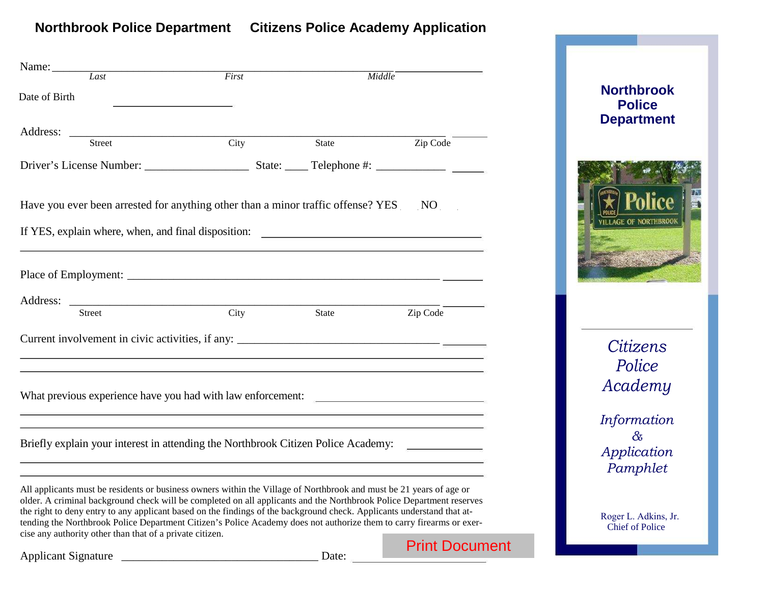**Northbrook Police Department     Citizens Police Academy Application**

Name: ______________________________________________________________
*Last* *First* *Middle*

Date of Birth ____________________

Address: ______________________________________________________________
Street City State Zip Code

Driver's License Number: __________________ State: ____ Telephone #: ____________

Have you ever been arrested for anything other than a minor traffic offense? YES NO

If YES, explain where, when, and final disposition: ____________________________________

______________________________________________________________

Place of Employment: ______________________________________________________________

Address: ______________________________________________________________
Street City State Zip Code

Current involvement in civic activities, if any: ____________________________________

______________________________________________________________

______________________________________________________________

What previous experience have you had with law enforcement: ____________________________

______________________________________________________________

______________________________________________________________

Briefly explain your interest in attending the Northbrook Citizen Police Academy: ____________

______________________________________________________________

______________________________________________________________

All applicants must be residents or business owners within the Village of Northbrook and must be 21 years of age or older. A criminal background check will be completed on all applicants and the Northbrook Police Department reserves the right to deny entry to any applicant based on the findings of the background check. Applicants understand that attending the Northbrook Police Department Citizen's Police Academy does not authorize them to carry firearms or exercise any authority other than that of a private citizen.

Applicant Signature __________________________________ Date: ____________________

Print Document

# Northbrook Police Department

Police
VILLAGE OF NORTHBROOK

*Citizens Police Academy*

*Information & Application Pamphlet*

Roger L. Adkins, Jr.
Chief of Police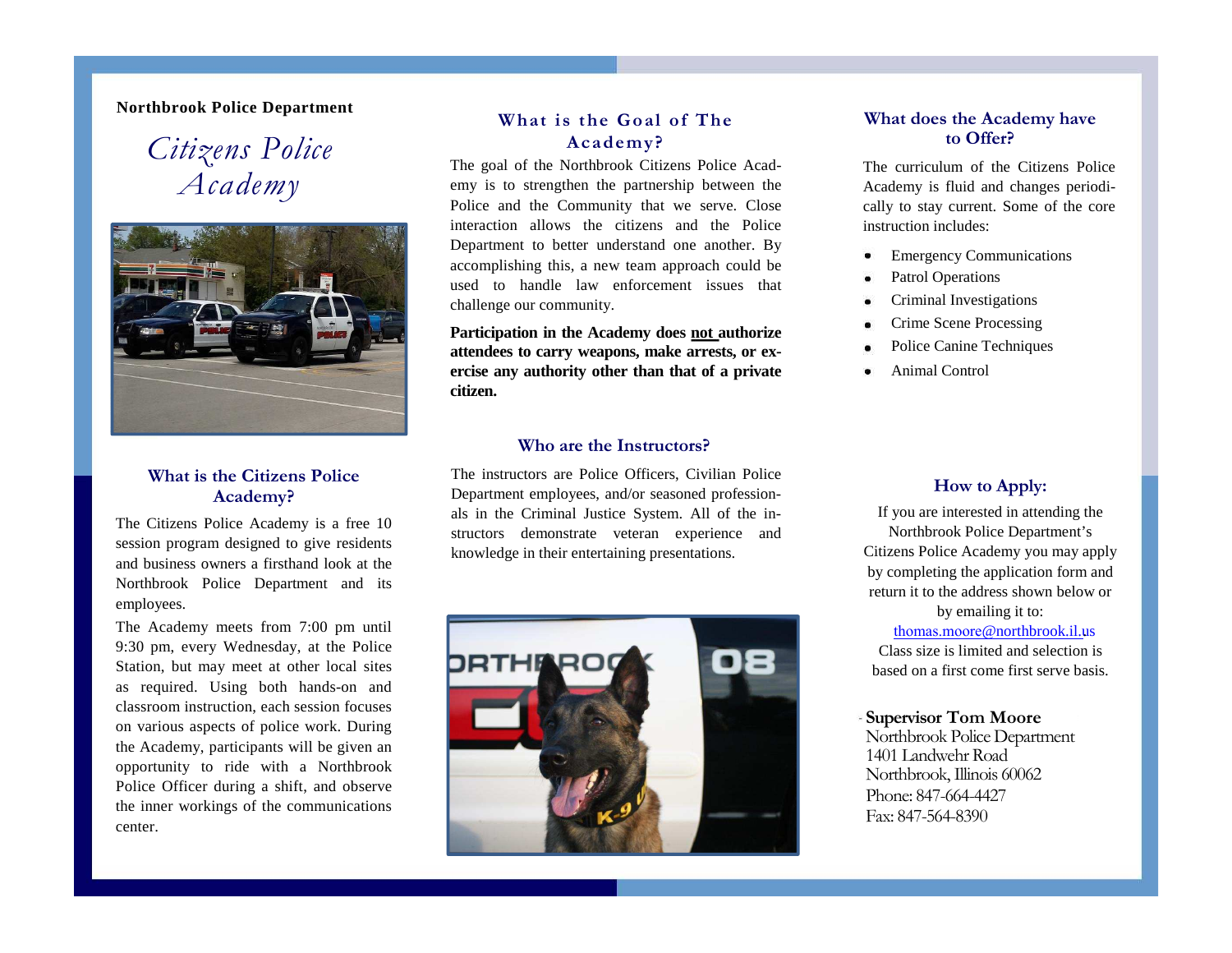**Northbrook Police Department**

# *Citizens Police Academy*

## What is the Citizens Police Academy?

The Citizens Police Academy is a free 10 session program designed to give residents and business owners a firsthand look at the Northbrook Police Department and its employees.

The Academy meets from 7:00 pm until 9:30 pm, every Wednesday, at the Police Station, but may meet at other local sites as required. Using both hands-on and classroom instruction, each session focuses on various aspects of police work. During the Academy, participants will be given an opportunity to ride with a Northbrook Police Officer during a shift, and observe the inner workings of the communications center.

## What is the Goal of The Academy?

The goal of the Northbrook Citizens Police Academy is to strengthen the partnership between the Police and the Community that we serve. Close interaction allows the citizens and the Police Department to better understand one another. By accomplishing this, a new team approach could be used to handle law enforcement issues that challenge our community.

**Participation in the Academy does not authorize attendees to carry weapons, make arrests, or exercise any authority other than that of a private citizen.**

## Who are the Instructors?

The instructors are Police Officers, Civilian Police Department employees, and/or seasoned professionals in the Criminal Justice System. All of the instructors demonstrate veteran experience and knowledge in their entertaining presentations.

## What does the Academy have to Offer?

The curriculum of the Citizens Police Academy is fluid and changes periodically to stay current. Some of the core instruction includes:

- Emergency Communications
- Patrol Operations
- Criminal Investigations
- Crime Scene Processing
- Police Canine Techniques
- Animal Control

## How to Apply:

If you are interested in attending the Northbrook Police Department's Citizens Police Academy you may apply by completing the application form and return it to the address shown below or by emailing it to:
thomas.moore@northbrook.il.us
Class size is limited and selection is based on a first come first serve basis.

**Supervisor Tom Moore**
Northbrook Police Department
1401 Landwehr Road
Northbrook, Illinois 60062
Phone: 847-664-4427
Fax: 847-564-8390